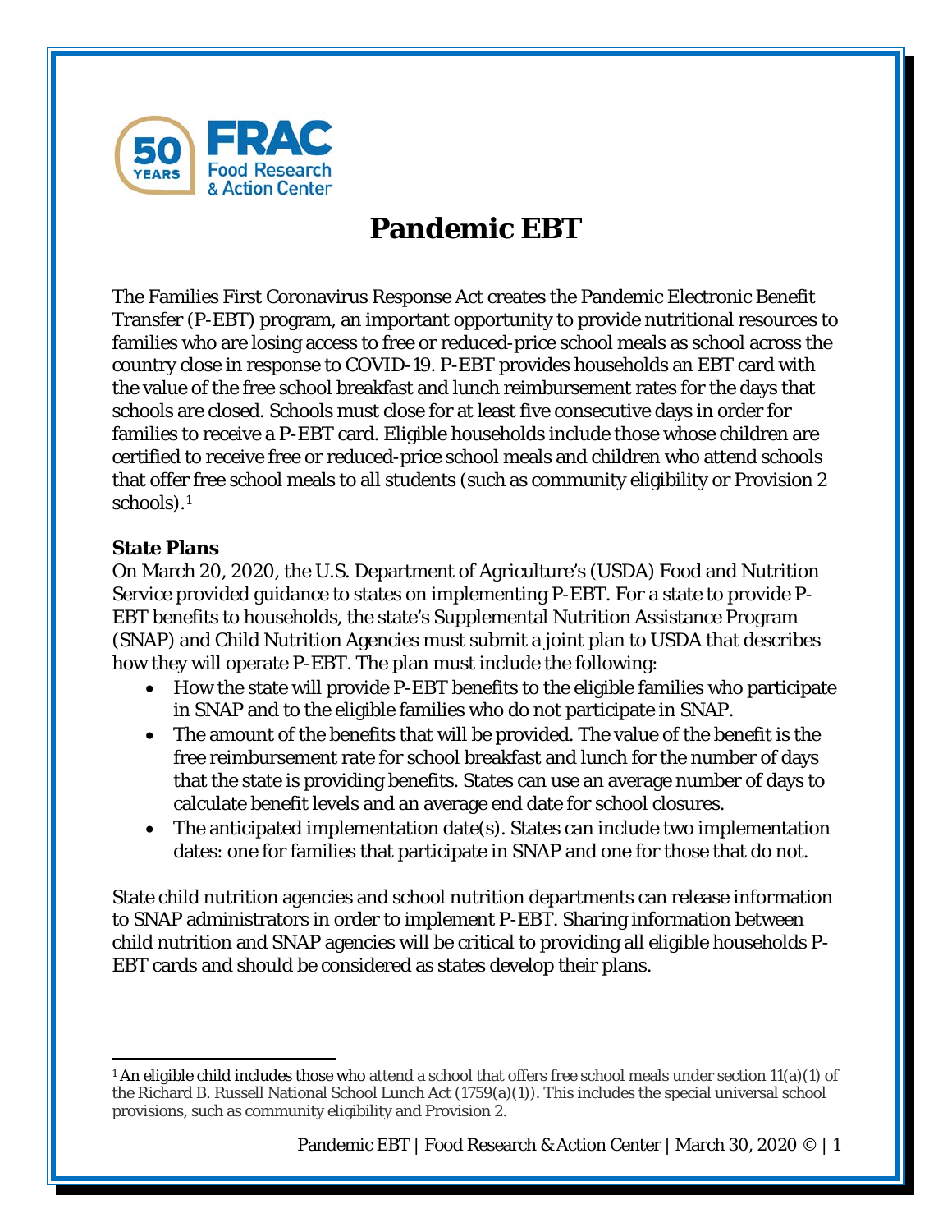# Pandemic EBT

The Families First Coronavirus Response Act creates the Pandemic Electronic Benefit Transfer (P-EBT) program, an important opportunity to provide nutritional resources to families who are losing access to free or reduced-price school meals as school across the country close in response to COVID-19. P-EBT provides households an EBT card with the value of the free school breakfast and lunch reimbursement rates for the days that schools are closed. Schools must close for at least five consecutive days in order for families to receive a P-EBT card. Eligible households include those whose children are certified to receive free or reduced-price school meals and children who attend schools that offer free school meals to all students (such as community eligibility or Provision 2 schools).[1]

**State Plans**

On March 20, 2020, the U.S. Department of Agriculture's (USDA) Food and Nutrition Service provided guidance to states on implementing P-EBT. For a state to provide P-EBT benefits to households, the state's Supplemental Nutrition Assistance Program (SNAP) and Child Nutrition Agencies must submit a joint plan to USDA that describes how they will operate P-EBT. The plan must include the following:

- How the state will provide P-EBT benefits to the eligible families who participate in SNAP and to the eligible families who do not participate in SNAP.
- The amount of the benefits that will be provided. The value of the benefit is the free reimbursement rate for school breakfast and lunch for the number of days that the state is providing benefits. States can use an average number of days to calculate benefit levels and an average end date for school closures.
- The anticipated implementation date(s). States can include two implementation dates: one for families that participate in SNAP and one for those that do not.

State child nutrition agencies and school nutrition departments can release information to SNAP administrators in order to implement P-EBT. Sharing information between child nutrition and SNAP agencies will be critical to providing all eligible households P-EBT cards and should be considered as states develop their plans.

[1] An eligible child includes those who attend a school that offers free school meals under section 11(a)(1) of the Richard B. Russell National School Lunch Act (1759(a)(1)). This includes the special universal school provisions, such as community eligibility and Provision 2.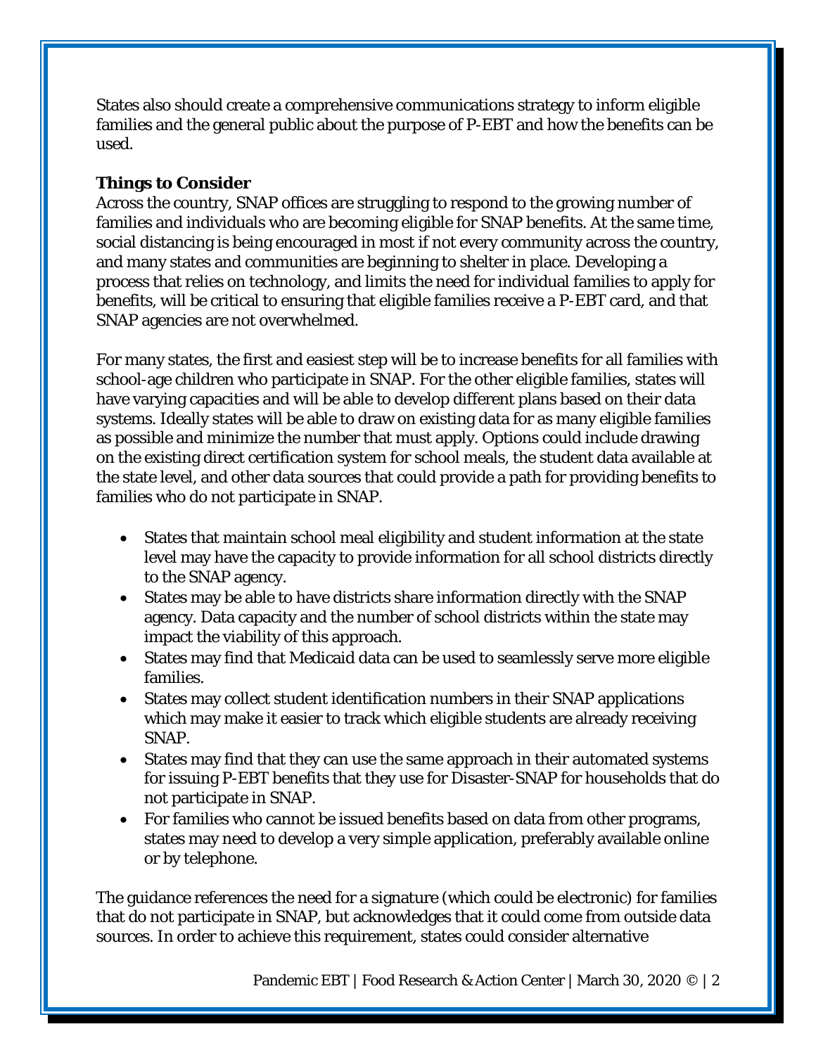States also should create a comprehensive communications strategy to inform eligible families and the general public about the purpose of P-EBT and how the benefits can be used.

**Things to Consider**

Across the country, SNAP offices are struggling to respond to the growing number of families and individuals who are becoming eligible for SNAP benefits. At the same time, social distancing is being encouraged in most if not every community across the country, and many states and communities are beginning to shelter in place. Developing a process that relies on technology, and limits the need for individual families to apply for benefits, will be critical to ensuring that eligible families receive a P-EBT card, and that SNAP agencies are not overwhelmed.

For many states, the first and easiest step will be to increase benefits for all families with school-age children who participate in SNAP. For the other eligible families, states will have varying capacities and will be able to develop different plans based on their data systems. Ideally states will be able to draw on existing data for as many eligible families as possible and minimize the number that must apply. Options could include drawing on the existing direct certification system for school meals, the student data available at the state level, and other data sources that could provide a path for providing benefits to families who do not participate in SNAP.

- States that maintain school meal eligibility and student information at the state level may have the capacity to provide information for all school districts directly to the SNAP agency.
- States may be able to have districts share information directly with the SNAP agency. Data capacity and the number of school districts within the state may impact the viability of this approach.
- States may find that Medicaid data can be used to seamlessly serve more eligible families.
- States may collect student identification numbers in their SNAP applications which may make it easier to track which eligible students are already receiving SNAP.
- States may find that they can use the same approach in their automated systems for issuing P-EBT benefits that they use for Disaster-SNAP for households that do not participate in SNAP.
- For families who cannot be issued benefits based on data from other programs, states may need to develop a very simple application, preferably available online or by telephone.

The guidance references the need for a signature (which could be electronic) for families that do not participate in SNAP, but acknowledges that it could come from outside data sources. In order to achieve this requirement, states could consider alternative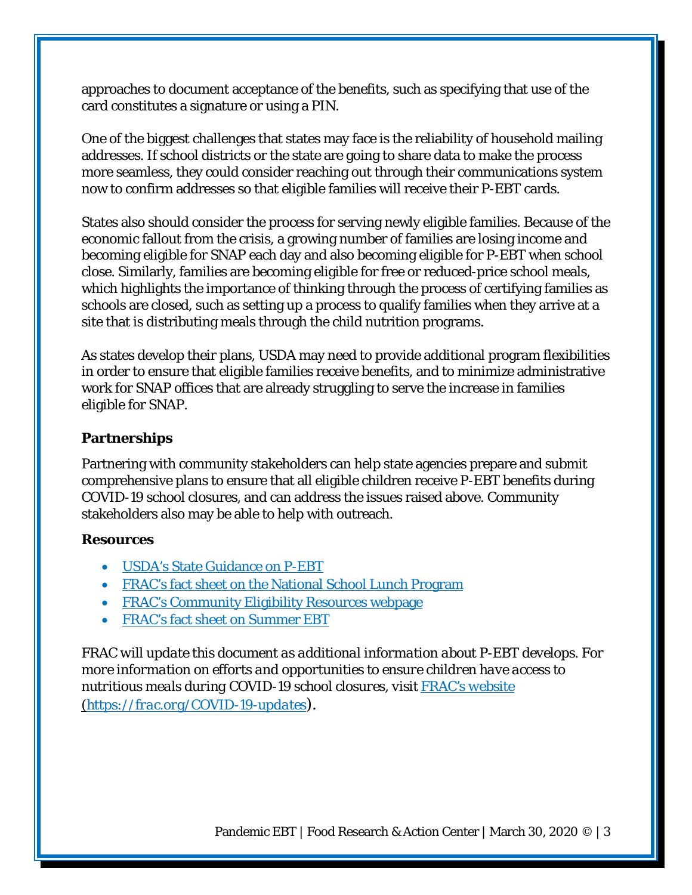approaches to document acceptance of the benefits, such as specifying that use of the card constitutes a signature or using a PIN.

One of the biggest challenges that states may face is the reliability of household mailing addresses. If school districts or the state are going to share data to make the process more seamless, they could consider reaching out through their communications system now to confirm addresses so that eligible families will receive their P-EBT cards.

States also should consider the process for serving newly eligible families. Because of the economic fallout from the crisis, a growing number of families are losing income and becoming eligible for SNAP each day and also becoming eligible for P-EBT when school close. Similarly, families are becoming eligible for free or reduced-price school meals, which highlights the importance of thinking through the process of certifying families as schools are closed, such as setting up a process to qualify families when they arrive at a site that is distributing meals through the child nutrition programs.

As states develop their plans, USDA may need to provide additional program flexibilities in order to ensure that eligible families receive benefits, and to minimize administrative work for SNAP offices that are already struggling to serve the increase in families eligible for SNAP.

### Partnerships

Partnering with community stakeholders can help state agencies prepare and submit comprehensive plans to ensure that all eligible children receive P-EBT benefits during COVID-19 school closures, and can address the issues raised above. Community stakeholders also may be able to help with outreach.

### Resources

- USDA's State Guidance on P-EBT
- FRAC's fact sheet on the National School Lunch Program
- FRAC's Community Eligibility Resources webpage
- FRAC's fact sheet on Summer EBT

*FRAC will update this document as additional information about P-EBT develops. For more information on efforts and opportunities to ensure children have access to nutritious meals during COVID-19 school closures, visit FRAC's website (https://frac.org/COVID-19-updates).*